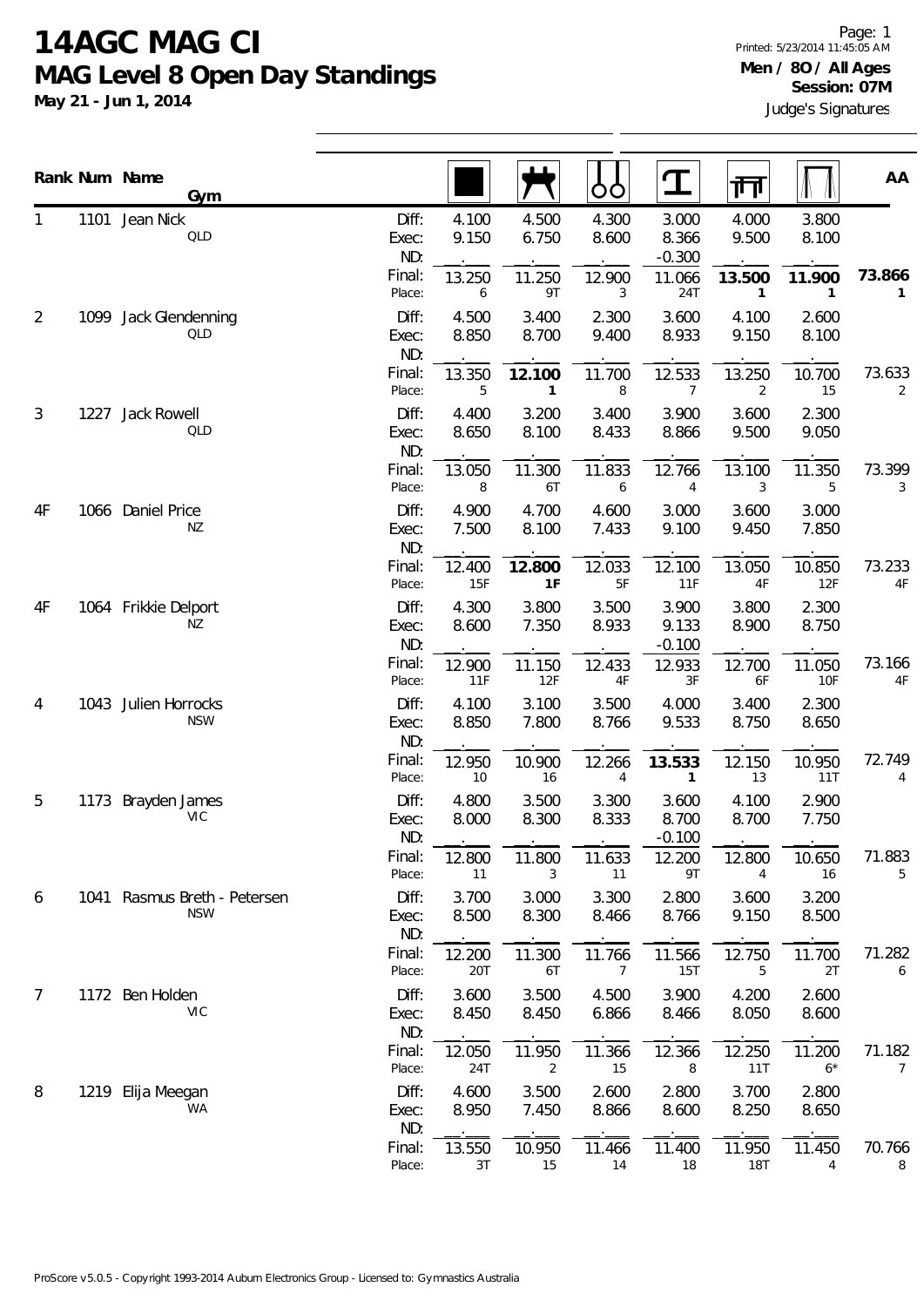# 14AGC MAG CI

## MAG Level 8 Open Day Standings

**May 21 - Jun 1, 2014**

Printed: 5/23/2014 11:45:05 AM

**Men / 8O / All Ages**
**Session: 07M**

Judge's Signatures

| Rank | Num | Name / Gym | | Floor | Pommel Horse | Rings | Vault | Parallel Bars | High Bar | AA |
|---|---|---|---|---|---|---|---|---|---|---|
| 1 | 1101 | Jean Nick | Diff: | 4.100 | 4.500 | 4.300 | 3.000 | 4.000 | 3.800 | |
| | | QLD | Exec: | 9.150 | 6.750 | 8.600 | 8.366 | 9.500 | 8.100 | |
| | | | ND: | | | | -0.300 | | | |
| | | | Final: | 13.250 | 11.250 | 12.900 | 11.066 | **13.500** | **11.900** | **73.866** |
| | | | Place: | 6 | 9T | 3 | 24T | **1** | **1** | **1** |
| 2 | 1099 | Jack Glendenning | Diff: | 4.500 | 3.400 | 2.300 | 3.600 | 4.100 | 2.600 | |
| | | QLD | Exec: | 8.850 | 8.700 | 9.400 | 8.933 | 9.150 | 8.100 | |
| | | | ND: | | | | | | | |
| | | | Final: | 13.350 | **12.100** | 11.700 | 12.533 | 13.250 | 10.700 | 73.633 |
| | | | Place: | 5 | **1** | 8 | 7 | 2 | 15 | 2 |
| 3 | 1227 | Jack Rowell | Diff: | 4.400 | 3.200 | 3.400 | 3.900 | 3.600 | 2.300 | |
| | | QLD | Exec: | 8.650 | 8.100 | 8.433 | 8.866 | 9.500 | 9.050 | |
| | | | ND: | | | | | | | |
| | | | Final: | 13.050 | 11.300 | 11.833 | 12.766 | 13.100 | 11.350 | 73.399 |
| | | | Place: | 8 | 6T | 6 | 4 | 3 | 5 | 3 |
| 4F | 1066 | Daniel Price | Diff: | 4.900 | 4.700 | 4.600 | 3.000 | 3.600 | 3.000 | |
| | | NZ | Exec: | 7.500 | 8.100 | 7.433 | 9.100 | 9.450 | 7.850 | |
| | | | ND: | | | | | | | |
| | | | Final: | 12.400 | **12.800** | 12.033 | 12.100 | 13.050 | 10.850 | 73.233 |
| | | | Place: | 15F | **1F** | 5F | 11F | 4F | 12F | 4F |
| 4F | 1064 | Frikkie Delport | Diff: | 4.300 | 3.800 | 3.500 | 3.900 | 3.800 | 2.300 | |
| | | NZ | Exec: | 8.600 | 7.350 | 8.933 | 9.133 | 8.900 | 8.750 | |
| | | | ND: | | | | -0.100 | | | |
| | | | Final: | 12.900 | 11.150 | 12.433 | 12.933 | 12.700 | 11.050 | 73.166 |
| | | | Place: | 11F | 12F | 4F | 3F | 6F | 10F | 4F |
| 4 | 1043 | Julien Horrocks | Diff: | 4.100 | 3.100 | 3.500 | 4.000 | 3.400 | 2.300 | |
| | | NSW | Exec: | 8.850 | 7.800 | 8.766 | 9.533 | 8.750 | 8.650 | |
| | | | ND: | | | | | | | |
| | | | Final: | 12.950 | 10.900 | 12.266 | **13.533** | 12.150 | 10.950 | 72.749 |
| | | | Place: | 10 | 16 | 4 | **1** | 13 | 11T | 4 |
| 5 | 1173 | Brayden James | Diff: | 4.800 | 3.500 | 3.300 | 3.600 | 4.100 | 2.900 | |
| | | VIC | Exec: | 8.000 | 8.300 | 8.333 | 8.700 | 8.700 | 7.750 | |
| | | | ND: | | | | -0.100 | | | |
| | | | Final: | 12.800 | 11.800 | 11.633 | 12.200 | 12.800 | 10.650 | 71.883 |
| | | | Place: | 11 | 3 | 11 | 9T | 4 | 16 | 5 |
| 6 | 1041 | Rasmus Breth - Petersen | Diff: | 3.700 | 3.000 | 3.300 | 2.800 | 3.600 | 3.200 | |
| | | NSW | Exec: | 8.500 | 8.300 | 8.466 | 8.766 | 9.150 | 8.500 | |
| | | | ND: | | | | | | | |
| | | | Final: | 12.200 | 11.300 | 11.766 | 11.566 | 12.750 | 11.700 | 71.282 |
| | | | Place: | 20T | 6T | 7 | 15T | 5 | 2T | 6 |
| 7 | 1172 | Ben Holden | Diff: | 3.600 | 3.500 | 4.500 | 3.900 | 4.200 | 2.600 | |
| | | VIC | Exec: | 8.450 | 8.450 | 6.866 | 8.466 | 8.050 | 8.600 | |
| | | | ND: | | | | | | | |
| | | | Final: | 12.050 | 11.950 | 11.366 | 12.366 | 12.250 | 11.200 | 71.182 |
| | | | Place: | 24T | 2 | 15 | 8 | 11T | 6* | 7 |
| 8 | 1219 | Elija Meegan | Diff: | 4.600 | 3.500 | 2.600 | 2.800 | 3.700 | 2.800 | |
| | | WA | Exec: | 8.950 | 7.450 | 8.866 | 8.600 | 8.250 | 8.650 | |
| | | | ND: | | | | | | | |
| | | | Final: | 13.550 | 10.950 | 11.466 | 11.400 | 11.950 | 11.450 | 70.766 |
| | | | Place: | 3T | 15 | 14 | 18 | 18T | 4 | 8 |

ProScore v5.0.5 - Copyright 1993-2014 Auburn Electronics Group - Licensed to: Gymnastics Australia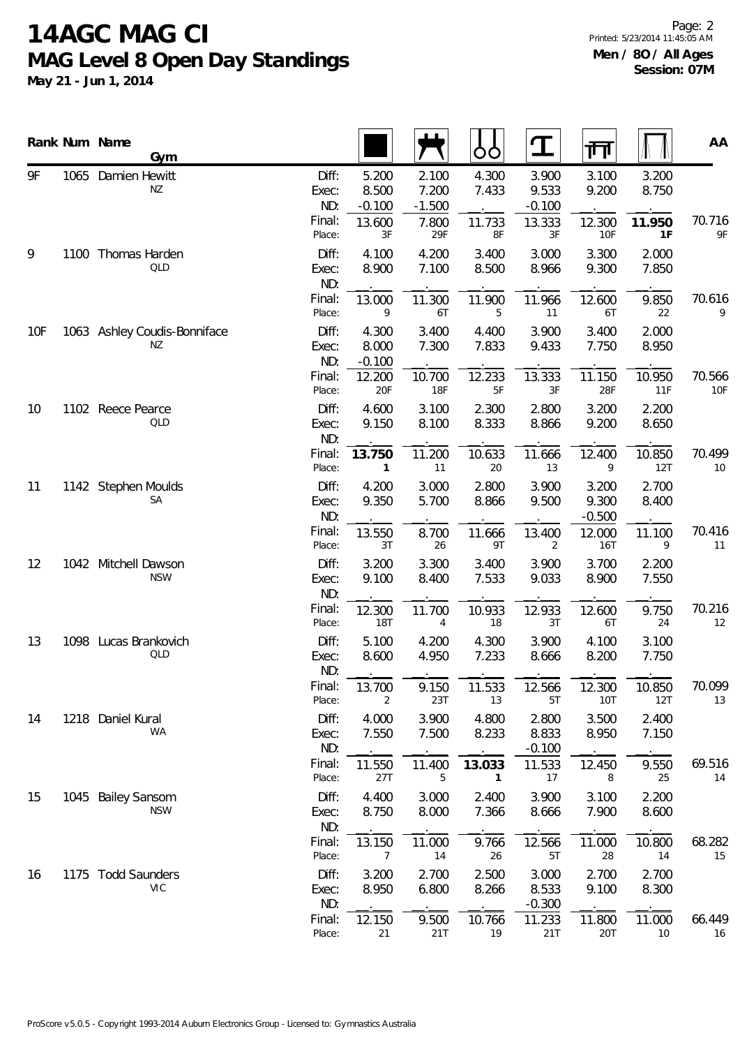# 14AGC MAG CI

## MAG Level 8 Open Day Standings

**May 21 - Jun 1, 2014**

Page: 2
Printed: 5/23/2014 11:45:05 AM
**Men / 8O / All Ages**
**Session: 07M**

| Rank | Num | Name / Gym | | Floor | Pommel Horse | Rings | Vault | Parallel Bars | High Bar | AA |
|---|---|---|---|---|---|---|---|---|---|---|
| 9F | 1065 | Damien Hewitt<br>NZ | Diff: | 5.200 | 2.100 | 4.300 | 3.900 | 3.100 | 3.200 | |
| | | | Exec: | 8.500 | 7.200 | 7.433 | 9.533 | 9.200 | 8.750 | |
| | | | ND: | -0.100 | -1.500 | | -0.100 | | | |
| | | | Final: | 13.600 | 7.800 | 11.733 | 13.333 | 12.300 | **11.950** | 70.716 |
| | | | Place: | 3F | 29F | 8F | 3F | 10F | **1F** | 9F |
| 9 | 1100 | Thomas Harden<br>QLD | Diff: | 4.100 | 4.200 | 3.400 | 3.000 | 3.300 | 2.000 | |
| | | | Exec: | 8.900 | 7.100 | 8.500 | 8.966 | 9.300 | 7.850 | |
| | | | ND: | | | | | | | |
| | | | Final: | 13.000 | 11.300 | 11.900 | 11.966 | 12.600 | 9.850 | 70.616 |
| | | | Place: | 9 | 6T | 5 | 11 | 6T | 22 | 9 |
| 10F | 1063 | Ashley Coudis-Bonniface<br>NZ | Diff: | 4.300 | 3.400 | 4.400 | 3.900 | 3.400 | 2.000 | |
| | | | Exec: | 8.000 | 7.300 | 7.833 | 9.433 | 7.750 | 8.950 | |
| | | | ND: | -0.100 | | | | | | |
| | | | Final: | 12.200 | 10.700 | 12.233 | 13.333 | 11.150 | 10.950 | 70.566 |
| | | | Place: | 20F | 18F | 5F | 3F | 28F | 11F | 10F |
| 10 | 1102 | Reece Pearce<br>QLD | Diff: | 4.600 | 3.100 | 2.300 | 2.800 | 3.200 | 2.200 | |
| | | | Exec: | 9.150 | 8.100 | 8.333 | 8.866 | 9.200 | 8.650 | |
| | | | ND: | | | | | | | |
| | | | Final: | **13.750** | 11.200 | 10.633 | 11.666 | 12.400 | 10.850 | 70.499 |
| | | | Place: | **1** | 11 | 20 | 13 | 9 | 12T | 10 |
| 11 | 1142 | Stephen Moulds<br>SA | Diff: | 4.200 | 3.000 | 2.800 | 3.900 | 3.200 | 2.700 | |
| | | | Exec: | 9.350 | 5.700 | 8.866 | 9.500 | 9.300 | 8.400 | |
| | | | ND: | | | | | -0.500 | | |
| | | | Final: | 13.550 | 8.700 | 11.666 | 13.400 | 12.000 | 11.100 | 70.416 |
| | | | Place: | 3T | 26 | 9T | 2 | 16T | 9 | 11 |
| 12 | 1042 | Mitchell Dawson<br>NSW | Diff: | 3.200 | 3.300 | 3.400 | 3.900 | 3.700 | 2.200 | |
| | | | Exec: | 9.100 | 8.400 | 7.533 | 9.033 | 8.900 | 7.550 | |
| | | | ND: | | | | | | | |
| | | | Final: | 12.300 | 11.700 | 10.933 | 12.933 | 12.600 | 9.750 | 70.216 |
| | | | Place: | 18T | 4 | 18 | 3T | 6T | 24 | 12 |
| 13 | 1098 | Lucas Brankovich<br>QLD | Diff: | 5.100 | 4.200 | 4.300 | 3.900 | 4.100 | 3.100 | |
| | | | Exec: | 8.600 | 4.950 | 7.233 | 8.666 | 8.200 | 7.750 | |
| | | | ND: | | | | | | | |
| | | | Final: | 13.700 | 9.150 | 11.533 | 12.566 | 12.300 | 10.850 | 70.099 |
| | | | Place: | 2 | 23T | 13 | 5T | 10T | 12T | 13 |
| 14 | 1218 | Daniel Kural<br>WA | Diff: | 4.000 | 3.900 | 4.800 | 2.800 | 3.500 | 2.400 | |
| | | | Exec: | 7.550 | 7.500 | 8.233 | 8.833 | 8.950 | 7.150 | |
| | | | ND: | | | | -0.100 | | | |
| | | | Final: | 11.550 | 11.400 | **13.033** | 11.533 | 12.450 | 9.550 | 69.516 |
| | | | Place: | 27T | 5 | **1** | 17 | 8 | 25 | 14 |
| 15 | 1045 | Bailey Sansom<br>NSW | Diff: | 4.400 | 3.000 | 2.400 | 3.900 | 3.100 | 2.200 | |
| | | | Exec: | 8.750 | 8.000 | 7.366 | 8.666 | 7.900 | 8.600 | |
| | | | ND: | | | | | | | |
| | | | Final: | 13.150 | 11.000 | 9.766 | 12.566 | 11.000 | 10.800 | 68.282 |
| | | | Place: | 7 | 14 | 26 | 5T | 28 | 14 | 15 |
| 16 | 1175 | Todd Saunders<br>VIC | Diff: | 3.200 | 2.700 | 2.500 | 3.000 | 2.700 | 2.700 | |
| | | | Exec: | 8.950 | 6.800 | 8.266 | 8.533 | 9.100 | 8.300 | |
| | | | ND: | | | | -0.300 | | | |
| | | | Final: | 12.150 | 9.500 | 10.766 | 11.233 | 11.800 | 11.000 | 66.449 |
| | | | Place: | 21 | 21T | 19 | 21T | 20T | 10 | 16 |

ProScore v5.0.5 - Copyright 1993-2014 Auburn Electronics Group - Licensed to: Gymnastics Australia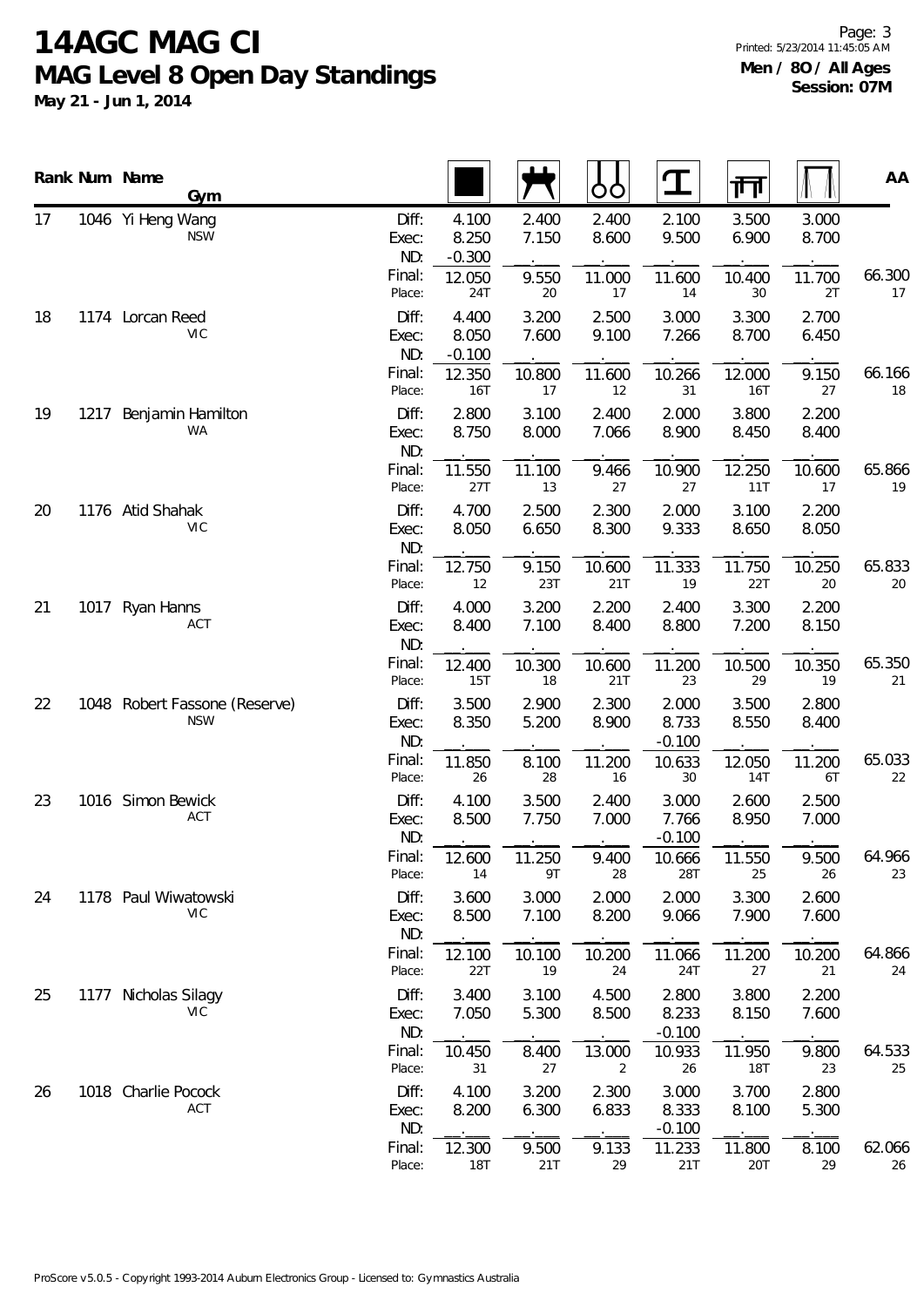# 14AGC MAG CI

## MAG Level 8 Open Day Standings

**May 21 - Jun 1, 2014**

**Men / 8O / All Ages**
**Session: 07M**

| Rank | Num | Name / Gym | | Floor | Pommel Horse | Rings | Vault | Parallel Bars | High Bar | AA |
|---|---|---|---|---|---|---|---|---|---|---|
| 17 | 1046 | Yi Heng Wang | Diff: | 4.100 | 2.400 | 2.400 | 2.100 | 3.500 | 3.000 | |
| | | NSW | Exec: | 8.250 | 7.150 | 8.600 | 9.500 | 6.900 | 8.700 | |
| | | | ND: | -0.300 | | | | | | |
| | | | Final: | 12.050 | 9.550 | 11.000 | 11.600 | 10.400 | 11.700 | 66.300 |
| | | | Place: | 24T | 20 | 17 | 14 | 30 | 2T | 17 |
| 18 | 1174 | Lorcan Reed | Diff: | 4.400 | 3.200 | 2.500 | 3.000 | 3.300 | 2.700 | |
| | | VIC | Exec: | 8.050 | 7.600 | 9.100 | 7.266 | 8.700 | 6.450 | |
| | | | ND: | -0.100 | | | | | | |
| | | | Final: | 12.350 | 10.800 | 11.600 | 10.266 | 12.000 | 9.150 | 66.166 |
| | | | Place: | 16T | 17 | 12 | 31 | 16T | 27 | 18 |
| 19 | 1217 | Benjamin Hamilton | Diff: | 2.800 | 3.100 | 2.400 | 2.000 | 3.800 | 2.200 | |
| | | WA | Exec: | 8.750 | 8.000 | 7.066 | 8.900 | 8.450 | 8.400 | |
| | | | ND: | | | | | | | |
| | | | Final: | 11.550 | 11.100 | 9.466 | 10.900 | 12.250 | 10.600 | 65.866 |
| | | | Place: | 27T | 13 | 27 | 27 | 11T | 17 | 19 |
| 20 | 1176 | Atid Shahak | Diff: | 4.700 | 2.500 | 2.300 | 2.000 | 3.100 | 2.200 | |
| | | VIC | Exec: | 8.050 | 6.650 | 8.300 | 9.333 | 8.650 | 8.050 | |
| | | | ND: | | | | | | | |
| | | | Final: | 12.750 | 9.150 | 10.600 | 11.333 | 11.750 | 10.250 | 65.833 |
| | | | Place: | 12 | 23T | 21T | 19 | 22T | 20 | 20 |
| 21 | 1017 | Ryan Hanns | Diff: | 4.000 | 3.200 | 2.200 | 2.400 | 3.300 | 2.200 | |
| | | ACT | Exec: | 8.400 | 7.100 | 8.400 | 8.800 | 7.200 | 8.150 | |
| | | | ND: | | | | | | | |
| | | | Final: | 12.400 | 10.300 | 10.600 | 11.200 | 10.500 | 10.350 | 65.350 |
| | | | Place: | 15T | 18 | 21T | 23 | 29 | 19 | 21 |
| 22 | 1048 | Robert Fassone (Reserve) | Diff: | 3.500 | 2.900 | 2.300 | 2.000 | 3.500 | 2.800 | |
| | | NSW | Exec: | 8.350 | 5.200 | 8.900 | 8.733 | 8.550 | 8.400 | |
| | | | ND: | | | | -0.100 | | | |
| | | | Final: | 11.850 | 8.100 | 11.200 | 10.633 | 12.050 | 11.200 | 65.033 |
| | | | Place: | 26 | 28 | 16 | 30 | 14T | 6T | 22 |
| 23 | 1016 | Simon Bewick | Diff: | 4.100 | 3.500 | 2.400 | 3.000 | 2.600 | 2.500 | |
| | | ACT | Exec: | 8.500 | 7.750 | 7.000 | 7.766 | 8.950 | 7.000 | |
| | | | ND: | | | | -0.100 | | | |
| | | | Final: | 12.600 | 11.250 | 9.400 | 10.666 | 11.550 | 9.500 | 64.966 |
| | | | Place: | 14 | 9T | 28 | 28T | 25 | 26 | 23 |
| 24 | 1178 | Paul Wiwatowski | Diff: | 3.600 | 3.000 | 2.000 | 2.000 | 3.300 | 2.600 | |
| | | VIC | Exec: | 8.500 | 7.100 | 8.200 | 9.066 | 7.900 | 7.600 | |
| | | | ND: | | | | | | | |
| | | | Final: | 12.100 | 10.100 | 10.200 | 11.066 | 11.200 | 10.200 | 64.866 |
| | | | Place: | 22T | 19 | 24 | 24T | 27 | 21 | 24 |
| 25 | 1177 | Nicholas Silagy | Diff: | 3.400 | 3.100 | 4.500 | 2.800 | 3.800 | 2.200 | |
| | | VIC | Exec: | 7.050 | 5.300 | 8.500 | 8.233 | 8.150 | 7.600 | |
| | | | ND: | | | | -0.100 | | | |
| | | | Final: | 10.450 | 8.400 | 13.000 | 10.933 | 11.950 | 9.800 | 64.533 |
| | | | Place: | 31 | 27 | 2 | 26 | 18T | 23 | 25 |
| 26 | 1018 | Charlie Pocock | Diff: | 4.100 | 3.200 | 2.300 | 3.000 | 3.700 | 2.800 | |
| | | ACT | Exec: | 8.200 | 6.300 | 6.833 | 8.333 | 8.100 | 5.300 | |
| | | | ND: | | | | -0.100 | | | |
| | | | Final: | 12.300 | 9.500 | 9.133 | 11.233 | 11.800 | 8.100 | 62.066 |
| | | | Place: | 18T | 21T | 29 | 21T | 20T | 29 | 26 |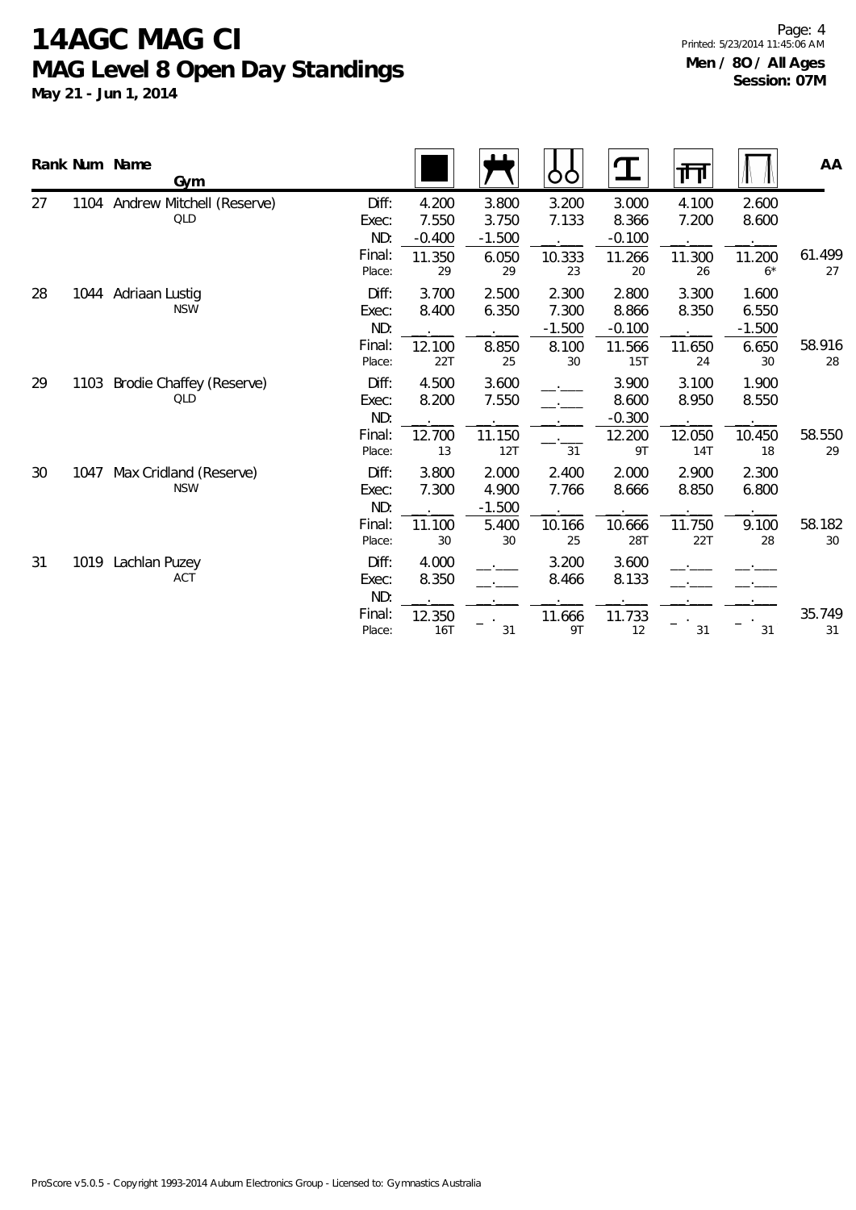# 14AGC MAG CI

## MAG Level 8 Open Day Standings

**May 21 - Jun 1, 2014**

**Men / 8O / All Ages**
**Session: 07M**

| Rank | Num | Name / Gym | | Floor | Pommel Horse | Rings | Vault | Parallel Bars | High Bar | AA |
|---|---|---|---|---|---|---|---|---|---|---|
| 27 | 1104 | Andrew Mitchell (Reserve) | Diff: | 4.200 | 3.800 | 3.200 | 3.000 | 4.100 | 2.600 | |
| | | QLD | Exec: | 7.550 | 3.750 | 7.133 | 8.366 | 7.200 | 8.600 | |
| | | | ND: | -0.400 | -1.500 | \_\_.\_\_\_ | -0.100 | \_\_.\_\_\_ | \_\_.\_\_\_ | |
| | | | Final: | 11.350 | 6.050 | 10.333 | 11.266 | 11.300 | 11.200 | 61.499 |
| | | | Place: | 29 | 29 | 23 | 20 | 26 | 6* | 27 |
| 28 | 1044 | Adriaan Lustig | Diff: | 3.700 | 2.500 | 2.300 | 2.800 | 3.300 | 1.600 | |
| | | NSW | Exec: | 8.400 | 6.350 | 7.300 | 8.866 | 8.350 | 6.550 | |
| | | | ND: | \_\_.\_\_\_ | \_\_.\_\_\_ | -1.500 | -0.100 | \_\_.\_\_\_ | -1.500 | |
| | | | Final: | 12.100 | 8.850 | 8.100 | 11.566 | 11.650 | 6.650 | 58.916 |
| | | | Place: | 22T | 25 | 30 | 15T | 24 | 30 | 28 |
| 29 | 1103 | Brodie Chaffey (Reserve) | Diff: | 4.500 | 3.600 | \_\_.\_\_\_ | 3.900 | 3.100 | 1.900 | |
| | | QLD | Exec: | 8.200 | 7.550 | \_\_.\_\_\_ | 8.600 | 8.950 | 8.550 | |
| | | | ND: | \_\_.\_\_\_ | \_\_.\_\_\_ | \_\_.\_\_\_ | -0.300 | \_\_.\_\_\_ | \_\_.\_\_\_ | |
| | | | Final: | 12.700 | 11.150 | \_\_.\_\_\_ | 12.200 | 12.050 | 10.450 | 58.550 |
| | | | Place: | 13 | 12T | 31 | 9T | 14T | 18 | 29 |
| 30 | 1047 | Max Cridland (Reserve) | Diff: | 3.800 | 2.000 | 2.400 | 2.000 | 2.900 | 2.300 | |
| | | NSW | Exec: | 7.300 | 4.900 | 7.766 | 8.666 | 8.850 | 6.800 | |
| | | | ND: | \_\_.\_\_\_ | -1.500 | \_\_.\_\_\_ | \_\_.\_\_\_ | \_\_.\_\_\_ | \_\_.\_\_\_ | |
| | | | Final: | 11.100 | 5.400 | 10.166 | 10.666 | 11.750 | 9.100 | 58.182 |
| | | | Place: | 30 | 30 | 25 | 28T | 22T | 28 | 30 |
| 31 | 1019 | Lachlan Puzey | Diff: | 4.000 | \_\_.\_\_\_ | 3.200 | 3.600 | \_\_.\_\_\_ | \_\_.\_\_\_ | |
| | | ACT | Exec: | 8.350 | \_\_.\_\_\_ | 8.466 | 8.133 | \_\_.\_\_\_ | \_\_.\_\_\_ | |
| | | | ND: | \_\_.\_\_\_ | \_\_.\_\_\_ | \_\_.\_\_\_ | \_\_.\_\_\_ | \_\_.\_\_\_ | \_\_.\_\_\_ | |
| | | | Final: | 12.350 | \_.\_ | 11.666 | 11.733 | \_.\_ | \_.\_ | 35.749 |
| | | | Place: | 16T | 31 | 9T | 12 | 31 | 31 | 31 |

ProScore v5.0.5 - Copyright 1993-2014 Auburn Electronics Group - Licensed to: Gymnastics Australia